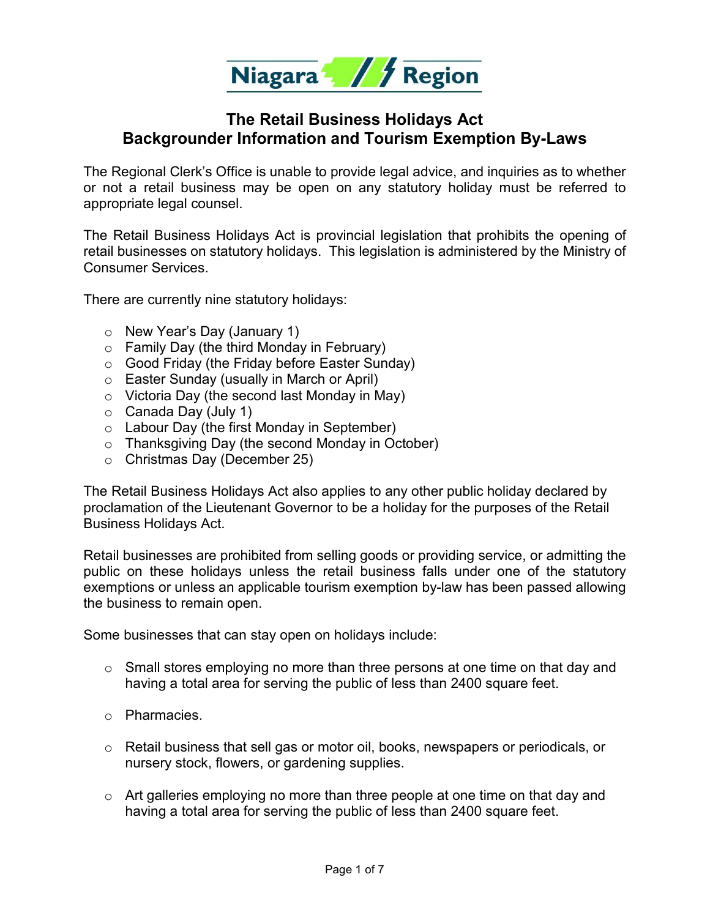# The Retail Business Holidays Act
## Backgrounder Information and Tourism Exemption By-Laws

The Regional Clerk's Office is unable to provide legal advice, and inquiries as to whether or not a retail business may be open on any statutory holiday must be referred to appropriate legal counsel.

The Retail Business Holidays Act is provincial legislation that prohibits the opening of retail businesses on statutory holidays. This legislation is administered by the Ministry of Consumer Services.

There are currently nine statutory holidays:

- New Year's Day (January 1)
- Family Day (the third Monday in February)
- Good Friday (the Friday before Easter Sunday)
- Easter Sunday (usually in March or April)
- Victoria Day (the second last Monday in May)
- Canada Day (July 1)
- Labour Day (the first Monday in September)
- Thanksgiving Day (the second Monday in October)
- Christmas Day (December 25)

The Retail Business Holidays Act also applies to any other public holiday declared by proclamation of the Lieutenant Governor to be a holiday for the purposes of the Retail Business Holidays Act.

Retail businesses are prohibited from selling goods or providing service, or admitting the public on these holidays unless the retail business falls under one of the statutory exemptions or unless an applicable tourism exemption by-law has been passed allowing the business to remain open.

Some businesses that can stay open on holidays include:

- Small stores employing no more than three persons at one time on that day and having a total area for serving the public of less than 2400 square feet.
- Pharmacies.
- Retail business that sell gas or motor oil, books, newspapers or periodicals, or nursery stock, flowers, or gardening supplies.
- Art galleries employing no more than three people at one time on that day and having a total area for serving the public of less than 2400 square feet.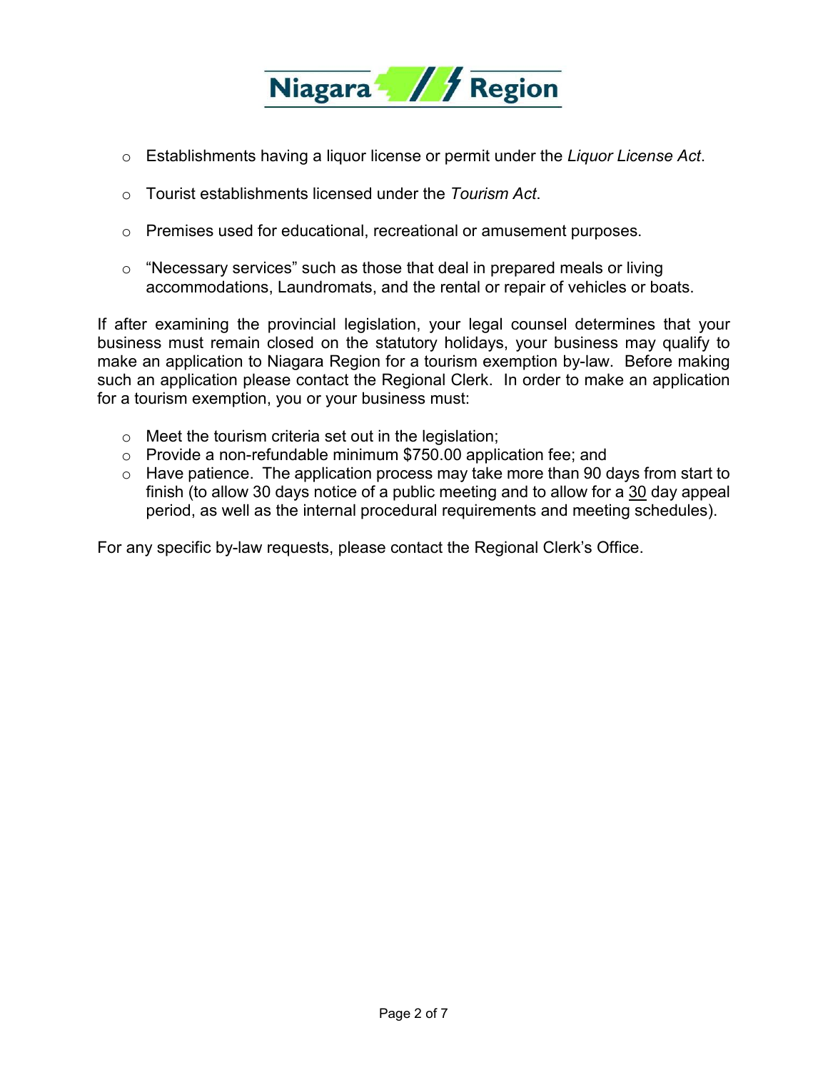- Establishments having a liquor license or permit under the *Liquor License Act*.
- Tourist establishments licensed under the *Tourism Act*.
- Premises used for educational, recreational or amusement purposes.
- "Necessary services" such as those that deal in prepared meals or living accommodations, Laundromats, and the rental or repair of vehicles or boats.

If after examining the provincial legislation, your legal counsel determines that your business must remain closed on the statutory holidays, your business may qualify to make an application to Niagara Region for a tourism exemption by-law. Before making such an application please contact the Regional Clerk. In order to make an application for a tourism exemption, you or your business must:

- Meet the tourism criteria set out in the legislation;
- Provide a non-refundable minimum $750.00 application fee; and
- Have patience. The application process may take more than 90 days from start to finish (to allow 30 days notice of a public meeting and to allow for a <u>30</u> day appeal period, as well as the internal procedural requirements and meeting schedules).

For any specific by-law requests, please contact the Regional Clerk's Office.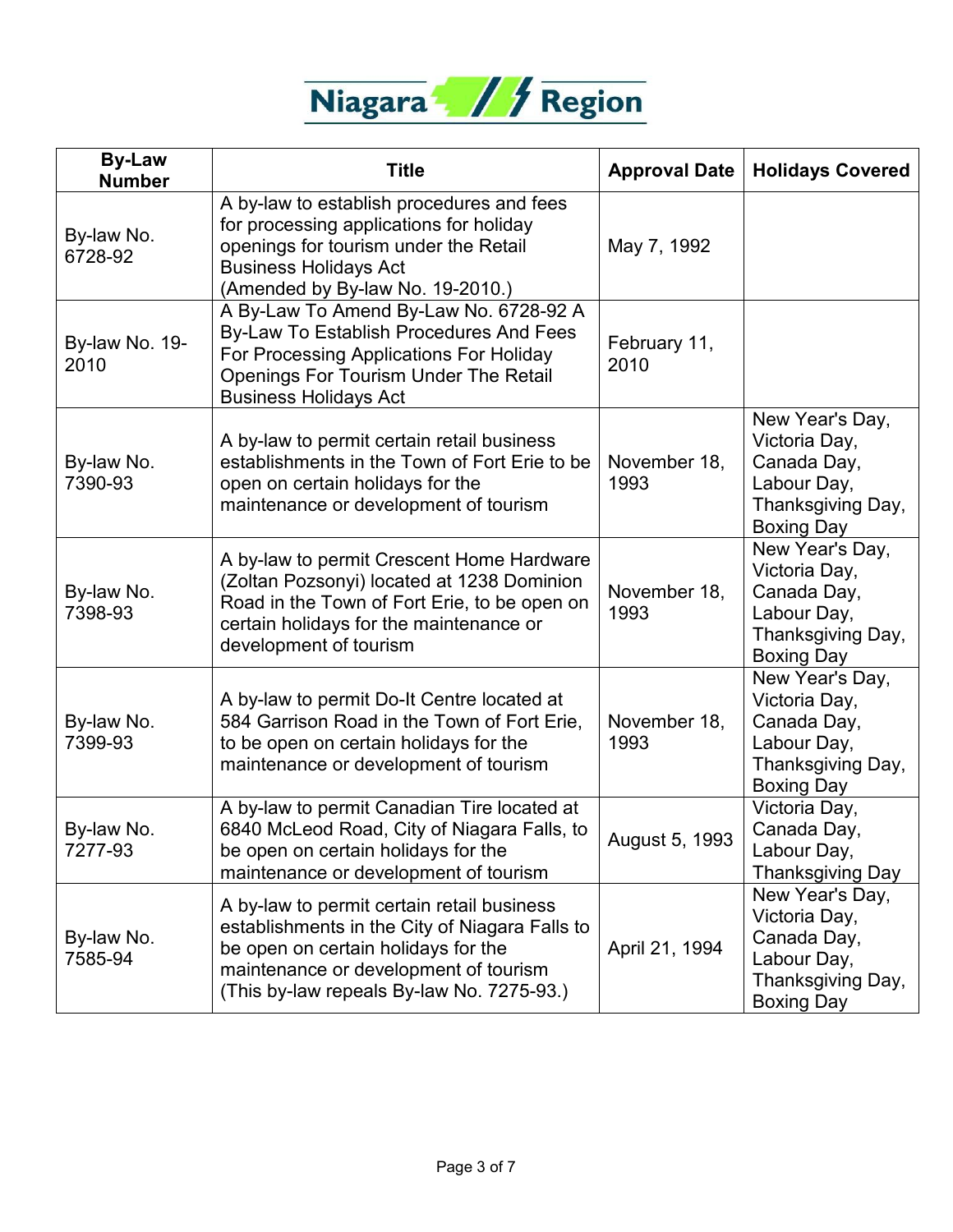| By-Law Number | Title | Approval Date | Holidays Covered |
|---|---|---|---|
| By-law No. 6728-92 | A by-law to establish procedures and fees for processing applications for holiday openings for tourism under the Retail Business Holidays Act (Amended by By-law No. 19-2010.) | May 7, 1992 | |
| By-law No. 19-2010 | A By-Law To Amend By-Law No. 6728-92 A By-Law To Establish Procedures And Fees For Processing Applications For Holiday Openings For Tourism Under The Retail Business Holidays Act | February 11, 2010 | |
| By-law No. 7390-93 | A by-law to permit certain retail business establishments in the Town of Fort Erie to be open on certain holidays for the maintenance or development of tourism | November 18, 1993 | New Year's Day, Victoria Day, Canada Day, Labour Day, Thanksgiving Day, Boxing Day |
| By-law No. 7398-93 | A by-law to permit Crescent Home Hardware (Zoltan Pozsonyi) located at 1238 Dominion Road in the Town of Fort Erie, to be open on certain holidays for the maintenance or development of tourism | November 18, 1993 | New Year's Day, Victoria Day, Canada Day, Labour Day, Thanksgiving Day, Boxing Day |
| By-law No. 7399-93 | A by-law to permit Do-It Centre located at 584 Garrison Road in the Town of Fort Erie, to be open on certain holidays for the maintenance or development of tourism | November 18, 1993 | New Year's Day, Victoria Day, Canada Day, Labour Day, Thanksgiving Day, Boxing Day |
| By-law No. 7277-93 | A by-law to permit Canadian Tire located at 6840 McLeod Road, City of Niagara Falls, to be open on certain holidays for the maintenance or development of tourism | August 5, 1993 | Victoria Day, Canada Day, Labour Day, Thanksgiving Day |
| By-law No. 7585-94 | A by-law to permit certain retail business establishments in the City of Niagara Falls to be open on certain holidays for the maintenance or development of tourism (This by-law repeals By-law No. 7275-93.) | April 21, 1994 | New Year's Day, Victoria Day, Canada Day, Labour Day, Thanksgiving Day, Boxing Day |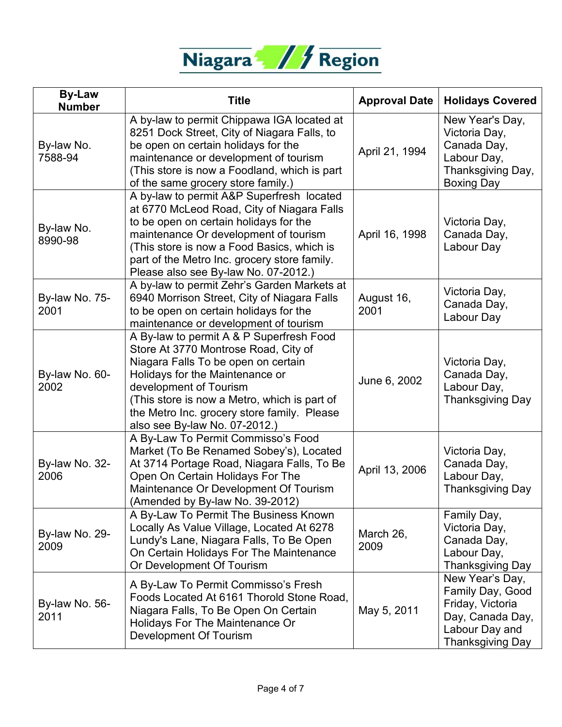| By-Law Number | Title | Approval Date | Holidays Covered |
|---|---|---|---|
| By-law No. 7588-94 | A by-law to permit Chippawa IGA located at 8251 Dock Street, City of Niagara Falls, to be open on certain holidays for the maintenance or development of tourism (This store is now a Foodland, which is part of the same grocery store family.) | April 21, 1994 | New Year's Day, Victoria Day, Canada Day, Labour Day, Thanksgiving Day, Boxing Day |
| By-law No. 8990-98 | A by-law to permit A&P Superfresh located at 6770 McLeod Road, City of Niagara Falls to be open on certain holidays for the maintenance Or development of tourism (This store is now a Food Basics, which is part of the Metro Inc. grocery store family. Please also see By-law No. 07-2012.) | April 16, 1998 | Victoria Day, Canada Day, Labour Day |
| By-law No. 75-2001 | A by-law to permit Zehr's Garden Markets at 6940 Morrison Street, City of Niagara Falls to be open on certain holidays for the maintenance or development of tourism | August 16, 2001 | Victoria Day, Canada Day, Labour Day |
| By-law No. 60-2002 | A By-law to permit A & P Superfresh Food Store At 3770 Montrose Road, City of Niagara Falls To be open on certain Holidays for the Maintenance or development of Tourism (This store is now a Metro, which is part of the Metro Inc. grocery store family. Please also see By-law No. 07-2012.) | June 6, 2002 | Victoria Day, Canada Day, Labour Day, Thanksgiving Day |
| By-law No. 32-2006 | A By-Law To Permit Commisso's Food Market (To Be Renamed Sobey's), Located At 3714 Portage Road, Niagara Falls, To Be Open On Certain Holidays For The Maintenance Or Development Of Tourism (Amended by By-law No. 39-2012) | April 13, 2006 | Victoria Day, Canada Day, Labour Day, Thanksgiving Day |
| By-law No. 29-2009 | A By-Law To Permit The Business Known Locally As Value Village, Located At 6278 Lundy's Lane, Niagara Falls, To Be Open On Certain Holidays For The Maintenance Or Development Of Tourism | March 26, 2009 | Family Day, Victoria Day, Canada Day, Labour Day, Thanksgiving Day |
| By-law No. 56-2011 | A By-Law To Permit Commisso's Fresh Foods Located At 6161 Thorold Stone Road, Niagara Falls, To Be Open On Certain Holidays For The Maintenance Or Development Of Tourism | May 5, 2011 | New Year's Day, Family Day, Good Friday, Victoria Day, Canada Day, Labour Day and Thanksgiving Day |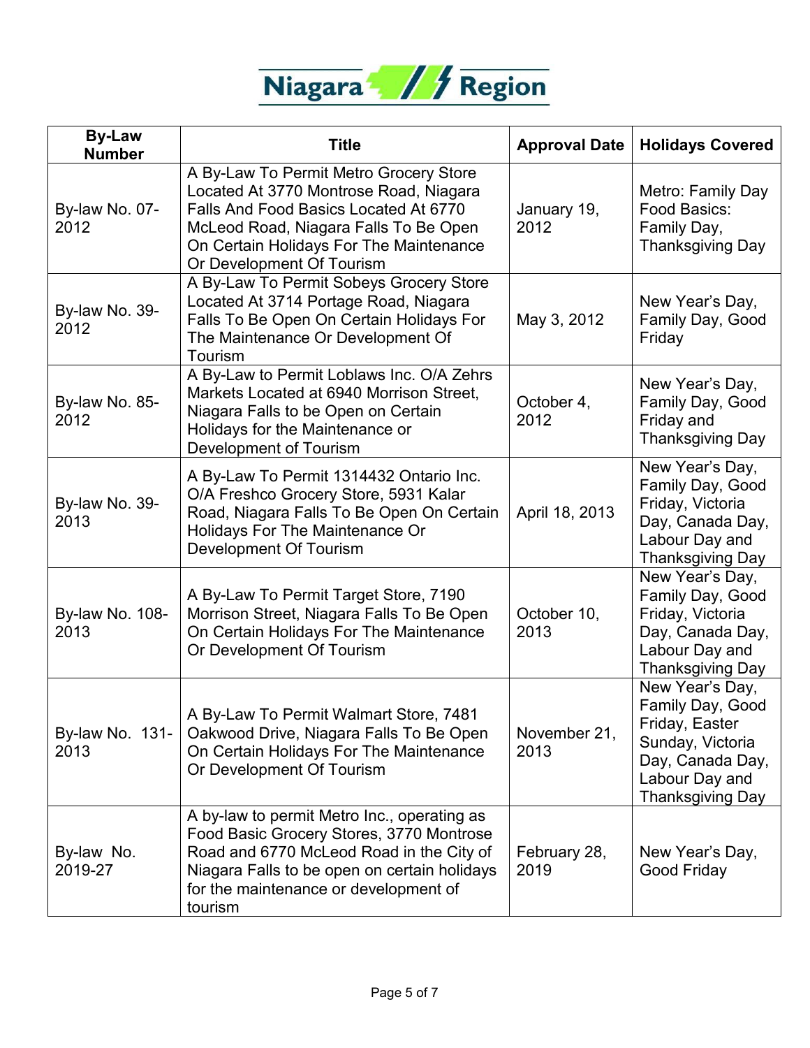| By-Law Number | Title | Approval Date | Holidays Covered |
|---|---|---|---|
| By-law No. 07-2012 | A By-Law To Permit Metro Grocery Store Located At 3770 Montrose Road, Niagara Falls And Food Basics Located At 6770 McLeod Road, Niagara Falls To Be Open On Certain Holidays For The Maintenance Or Development Of Tourism | January 19, 2012 | Metro: Family Day Food Basics: Family Day, Thanksgiving Day |
| By-law No. 39-2012 | A By-Law To Permit Sobeys Grocery Store Located At 3714 Portage Road, Niagara Falls To Be Open On Certain Holidays For The Maintenance Or Development Of Tourism | May 3, 2012 | New Year's Day, Family Day, Good Friday |
| By-law No. 85-2012 | A By-Law to Permit Loblaws Inc. O/A Zehrs Markets Located at 6940 Morrison Street, Niagara Falls to be Open on Certain Holidays for the Maintenance or Development of Tourism | October 4, 2012 | New Year's Day, Family Day, Good Friday and Thanksgiving Day |
| By-law No. 39-2013 | A By-Law To Permit 1314432 Ontario Inc. O/A Freshco Grocery Store, 5931 Kalar Road, Niagara Falls To Be Open On Certain Holidays For The Maintenance Or Development Of Tourism | April 18, 2013 | New Year's Day, Family Day, Good Friday, Victoria Day, Canada Day, Labour Day and Thanksgiving Day |
| By-law No. 108-2013 | A By-Law To Permit Target Store, 7190 Morrison Street, Niagara Falls To Be Open On Certain Holidays For The Maintenance Or Development Of Tourism | October 10, 2013 | New Year's Day, Family Day, Good Friday, Victoria Day, Canada Day, Labour Day and Thanksgiving Day |
| By-law No. 131-2013 | A By-Law To Permit Walmart Store, 7481 Oakwood Drive, Niagara Falls To Be Open On Certain Holidays For The Maintenance Or Development Of Tourism | November 21, 2013 | New Year's Day, Family Day, Good Friday, Easter Sunday, Victoria Day, Canada Day, Labour Day and Thanksgiving Day |
| By-law No. 2019-27 | A by-law to permit Metro Inc., operating as Food Basic Grocery Stores, 3770 Montrose Road and 6770 McLeod Road in the City of Niagara Falls to be open on certain holidays for the maintenance or development of tourism | February 28, 2019 | New Year's Day, Good Friday |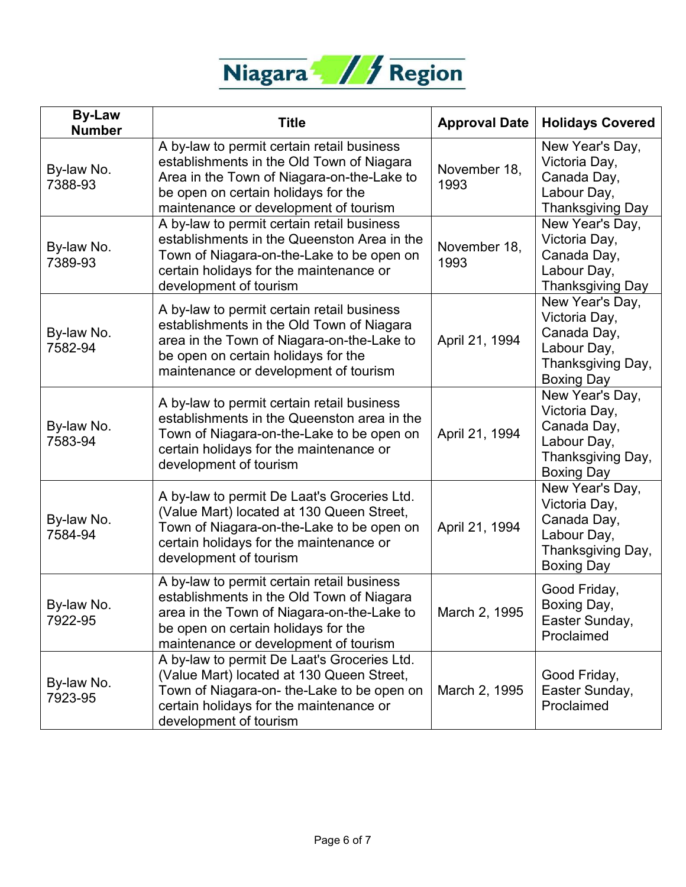| By-Law Number | Title | Approval Date | Holidays Covered |
|---|---|---|---|
| By-law No. 7388-93 | A by-law to permit certain retail business establishments in the Old Town of Niagara Area in the Town of Niagara-on-the-Lake to be open on certain holidays for the maintenance or development of tourism | November 18, 1993 | New Year's Day, Victoria Day, Canada Day, Labour Day, Thanksgiving Day |
| By-law No. 7389-93 | A by-law to permit certain retail business establishments in the Queenston Area in the Town of Niagara-on-the-Lake to be open on certain holidays for the maintenance or development of tourism | November 18, 1993 | New Year's Day, Victoria Day, Canada Day, Labour Day, Thanksgiving Day |
| By-law No. 7582-94 | A by-law to permit certain retail business establishments in the Old Town of Niagara area in the Town of Niagara-on-the-Lake to be open on certain holidays for the maintenance or development of tourism | April 21, 1994 | New Year's Day, Victoria Day, Canada Day, Labour Day, Thanksgiving Day, Boxing Day |
| By-law No. 7583-94 | A by-law to permit certain retail business establishments in the Queenston area in the Town of Niagara-on-the-Lake to be open on certain holidays for the maintenance or development of tourism | April 21, 1994 | New Year's Day, Victoria Day, Canada Day, Labour Day, Thanksgiving Day, Boxing Day |
| By-law No. 7584-94 | A by-law to permit De Laat's Groceries Ltd. (Value Mart) located at 130 Queen Street, Town of Niagara-on-the-Lake to be open on certain holidays for the maintenance or development of tourism | April 21, 1994 | New Year's Day, Victoria Day, Canada Day, Labour Day, Thanksgiving Day, Boxing Day |
| By-law No. 7922-95 | A by-law to permit certain retail business establishments in the Old Town of Niagara area in the Town of Niagara-on-the-Lake to be open on certain holidays for the maintenance or development of tourism | March 2, 1995 | Good Friday, Boxing Day, Easter Sunday, Proclaimed |
| By-law No. 7923-95 | A by-law to permit De Laat's Groceries Ltd. (Value Mart) located at 130 Queen Street, Town of Niagara-on- the-Lake to be open on certain holidays for the maintenance or development of tourism | March 2, 1995 | Good Friday, Easter Sunday, Proclaimed |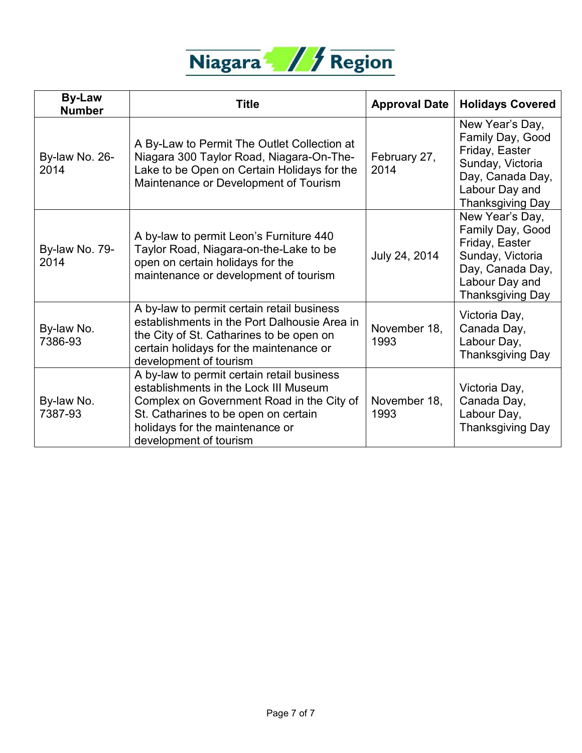| By-Law Number | Title | Approval Date | Holidays Covered |
|---|---|---|---|
| By-law No. 26-2014 | A By-Law to Permit The Outlet Collection at Niagara 300 Taylor Road, Niagara-On-The-Lake to be Open on Certain Holidays for the Maintenance or Development of Tourism | February 27, 2014 | New Year's Day, Family Day, Good Friday, Easter Sunday, Victoria Day, Canada Day, Labour Day and Thanksgiving Day |
| By-law No. 79-2014 | A by-law to permit Leon's Furniture 440 Taylor Road, Niagara-on-the-Lake to be open on certain holidays for the maintenance or development of tourism | July 24, 2014 | New Year's Day, Family Day, Good Friday, Easter Sunday, Victoria Day, Canada Day, Labour Day and Thanksgiving Day |
| By-law No. 7386-93 | A by-law to permit certain retail business establishments in the Port Dalhousie Area in the City of St. Catharines to be open on certain holidays for the maintenance or development of tourism | November 18, 1993 | Victoria Day, Canada Day, Labour Day, Thanksgiving Day |
| By-law No. 7387-93 | A by-law to permit certain retail business establishments in the Lock III Museum Complex on Government Road in the City of St. Catharines to be open on certain holidays for the maintenance or development of tourism | November 18, 1993 | Victoria Day, Canada Day, Labour Day, Thanksgiving Day |